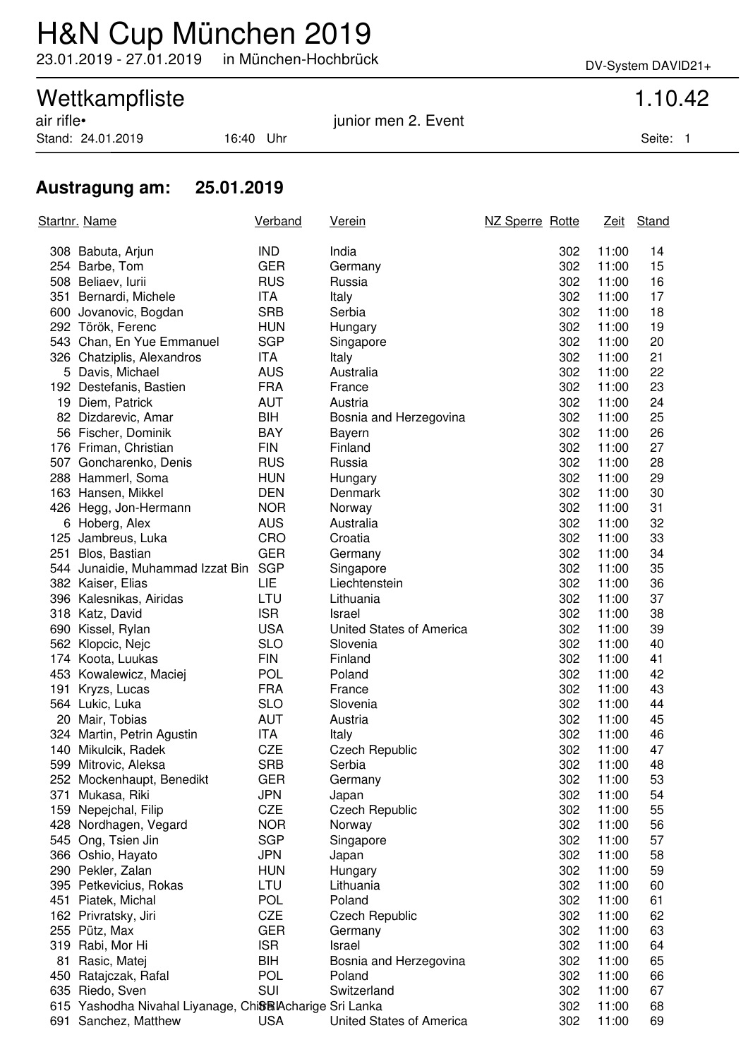# H&N Cup München 2019

23.01.2019 - 27.01.2019 in München-Hochbrück

DV-System DAVID21+

## Wettkampfliste

1.10.42

air rifle• junior men 2. Event

Stand: 24.01.2019 16:40 Uhr

### Austragung am: 25.01.2019

| Startnr. | Name | Verband | Verein | NZ Sperre | Rotte | Zeit | Stand |
|---|---|---|---|---|---|---|---|
| 308 | Babuta, Arjun | IND | India | | 302 | 11:00 | 14 |
| 254 | Barbe, Tom | GER | Germany | | 302 | 11:00 | 15 |
| 508 | Beliaev, Iurii | RUS | Russia | | 302 | 11:00 | 16 |
| 351 | Bernardi, Michele | ITA | Italy | | 302 | 11:00 | 17 |
| 600 | Jovanovic, Bogdan | SRB | Serbia | | 302 | 11:00 | 18 |
| 292 | Török, Ferenc | HUN | Hungary | | 302 | 11:00 | 19 |
| 543 | Chan, En Yue Emmanuel | SGP | Singapore | | 302 | 11:00 | 20 |
| 326 | Chatziplis, Alexandros | ITA | Italy | | 302 | 11:00 | 21 |
| 5 | Davis, Michael | AUS | Australia | | 302 | 11:00 | 22 |
| 192 | Destefanis, Bastien | FRA | France | | 302 | 11:00 | 23 |
| 19 | Diem, Patrick | AUT | Austria | | 302 | 11:00 | 24 |
| 82 | Dizdarevic, Amar | BIH | Bosnia and Herzegovina | | 302 | 11:00 | 25 |
| 56 | Fischer, Dominik | BAY | Bayern | | 302 | 11:00 | 26 |
| 176 | Friman, Christian | FIN | Finland | | 302 | 11:00 | 27 |
| 507 | Goncharenko, Denis | RUS | Russia | | 302 | 11:00 | 28 |
| 288 | Hammerl, Soma | HUN | Hungary | | 302 | 11:00 | 29 |
| 163 | Hansen, Mikkel | DEN | Denmark | | 302 | 11:00 | 30 |
| 426 | Hegg, Jon-Hermann | NOR | Norway | | 302 | 11:00 | 31 |
| 6 | Hoberg, Alex | AUS | Australia | | 302 | 11:00 | 32 |
| 125 | Jambreus, Luka | CRO | Croatia | | 302 | 11:00 | 33 |
| 251 | Blos, Bastian | GER | Germany | | 302 | 11:00 | 34 |
| 544 | Junaidie, Muhammad Izzat Bin | SGP | Singapore | | 302 | 11:00 | 35 |
| 382 | Kaiser, Elias | LIE | Liechtenstein | | 302 | 11:00 | 36 |
| 396 | Kalesnikas, Airidas | LTU | Lithuania | | 302 | 11:00 | 37 |
| 318 | Katz, David | ISR | Israel | | 302 | 11:00 | 38 |
| 690 | Kissel, Rylan | USA | United States of America | | 302 | 11:00 | 39 |
| 562 | Klopcic, Nejc | SLO | Slovenia | | 302 | 11:00 | 40 |
| 174 | Koota, Luukas | FIN | Finland | | 302 | 11:00 | 41 |
| 453 | Kowalewicz, Maciej | POL | Poland | | 302 | 11:00 | 42 |
| 191 | Kryzs, Lucas | FRA | France | | 302 | 11:00 | 43 |
| 564 | Lukic, Luka | SLO | Slovenia | | 302 | 11:00 | 44 |
| 20 | Mair, Tobias | AUT | Austria | | 302 | 11:00 | 45 |
| 324 | Martin, Petrin Agustin | ITA | Italy | | 302 | 11:00 | 46 |
| 140 | Mikulcik, Radek | CZE | Czech Republic | | 302 | 11:00 | 47 |
| 599 | Mitrovic, Aleksa | SRB | Serbia | | 302 | 11:00 | 48 |
| 252 | Mockenhaupt, Benedikt | GER | Germany | | 302 | 11:00 | 53 |
| 371 | Mukasa, Riki | JPN | Japan | | 302 | 11:00 | 54 |
| 159 | Nepejchal, Filip | CZE | Czech Republic | | 302 | 11:00 | 55 |
| 428 | Nordhagen, Vegard | NOR | Norway | | 302 | 11:00 | 56 |
| 545 | Ong, Tsien Jin | SGP | Singapore | | 302 | 11:00 | 57 |
| 366 | Oshio, Hayato | JPN | Japan | | 302 | 11:00 | 58 |
| 290 | Pekler, Zalan | HUN | Hungary | | 302 | 11:00 | 59 |
| 395 | Petkevicius, Rokas | LTU | Lithuania | | 302 | 11:00 | 60 |
| 451 | Piatek, Michal | POL | Poland | | 302 | 11:00 | 61 |
| 162 | Privratsky, Jiri | CZE | Czech Republic | | 302 | 11:00 | 62 |
| 255 | Pütz, Max | GER | Germany | | 302 | 11:00 | 63 |
| 319 | Rabi, Mor Hi | ISR | Israel | | 302 | 11:00 | 64 |
| 81 | Rasic, Matej | BIH | Bosnia and Herzegovina | | 302 | 11:00 | 65 |
| 450 | Ratajczak, Rafal | POL | Poland | | 302 | 11:00 | 66 |
| 635 | Riedo, Sven | SUI | Switzerland | | 302 | 11:00 | 67 |
| 615 | Yashodha Nivahal Liyanage, Chithra Acharige | SRI | Sri Lanka | | 302 | 11:00 | 68 |
| 691 | Sanchez, Matthew | USA | United States of America | | 302 | 11:00 | 69 |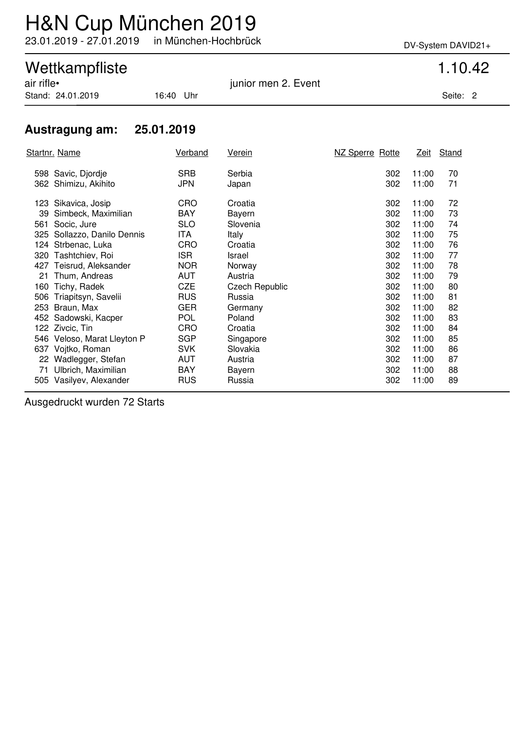# H&N Cup München 2019

23.01.2019 - 27.01.2019 in München-Hochbrück

DV-System DAVID21+

## Wettkampfliste 1.10.42

air rifle• junior men 2. Event

Stand: 24.01.2019 16:40 Uhr

### Austragung am: 25.01.2019

| Startnr. | Name | Verband | Verein | NZ Sperre | Rotte | Zeit | Stand |
|---|---|---|---|---|---|---|---|
| 598 | Savic, Djordje | SRB | Serbia | | 302 | 11:00 | 70 |
| 362 | Shimizu, Akihito | JPN | Japan | | 302 | 11:00 | 71 |
| 123 | Sikavica, Josip | CRO | Croatia | | 302 | 11:00 | 72 |
| 39 | Simbeck, Maximilian | BAY | Bayern | | 302 | 11:00 | 73 |
| 561 | Socic, Jure | SLO | Slovenia | | 302 | 11:00 | 74 |
| 325 | Sollazzo, Danilo Dennis | ITA | Italy | | 302 | 11:00 | 75 |
| 124 | Strbenac, Luka | CRO | Croatia | | 302 | 11:00 | 76 |
| 320 | Tashtchiev, Roi | ISR | Israel | | 302 | 11:00 | 77 |
| 427 | Teisrud, Aleksander | NOR | Norway | | 302 | 11:00 | 78 |
| 21 | Thum, Andreas | AUT | Austria | | 302 | 11:00 | 79 |
| 160 | Tichy, Radek | CZE | Czech Republic | | 302 | 11:00 | 80 |
| 506 | Triapitsyn, Savelii | RUS | Russia | | 302 | 11:00 | 81 |
| 253 | Braun, Max | GER | Germany | | 302 | 11:00 | 82 |
| 452 | Sadowski, Kacper | POL | Poland | | 302 | 11:00 | 83 |
| 122 | Zivcic, Tin | CRO | Croatia | | 302 | 11:00 | 84 |
| 546 | Veloso, Marat Lleyton P | SGP | Singapore | | 302 | 11:00 | 85 |
| 637 | Vojtko, Roman | SVK | Slovakia | | 302 | 11:00 | 86 |
| 22 | Wadlegger, Stefan | AUT | Austria | | 302 | 11:00 | 87 |
| 71 | Ulbrich, Maximilian | BAY | Bayern | | 302 | 11:00 | 88 |
| 505 | Vasilyev, Alexander | RUS | Russia | | 302 | 11:00 | 89 |

Ausgedruckt wurden 72 Starts